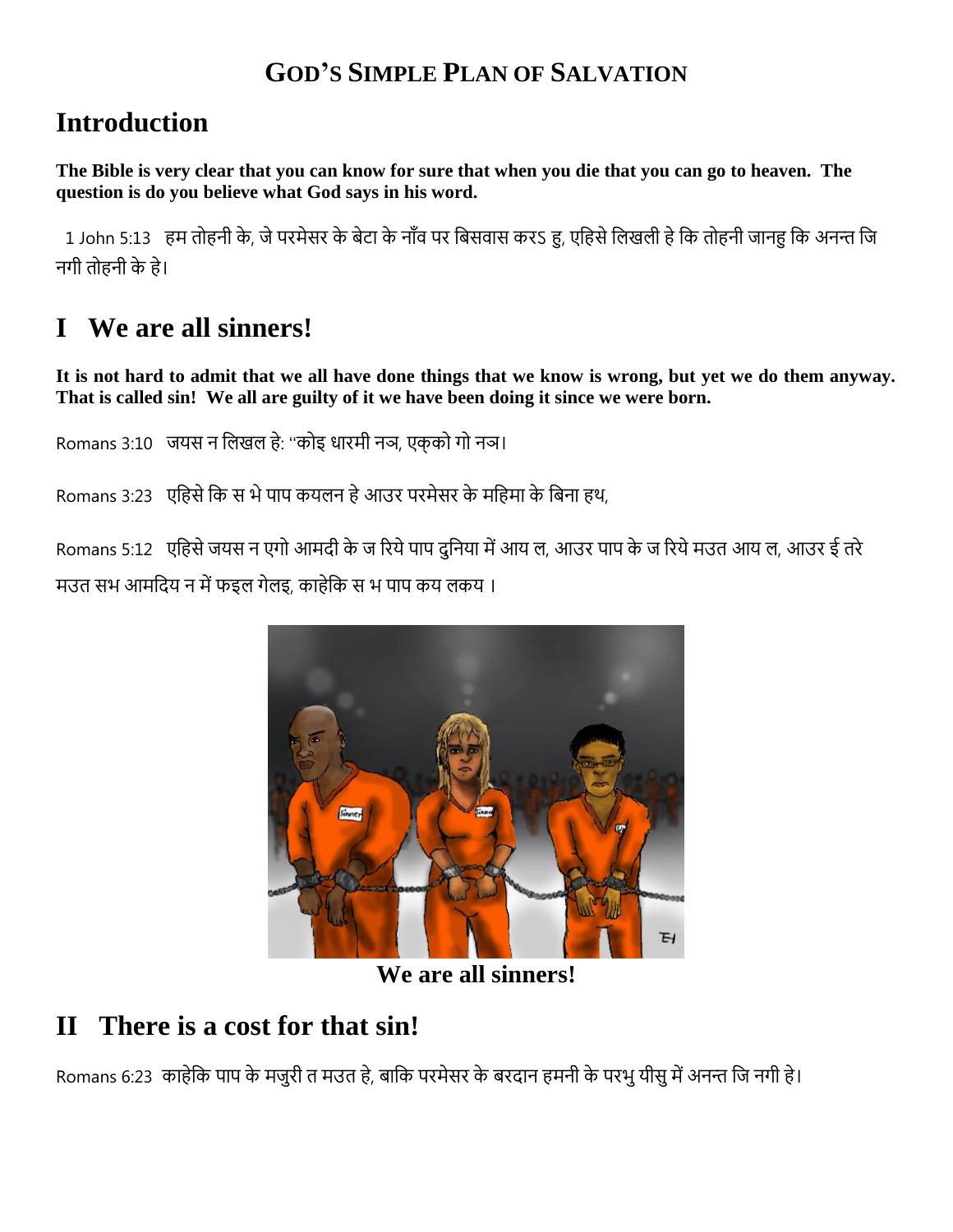## GOD'S SIMPLE PLAN OF SALVATION

# Introduction

**The Bible is very clear that you can know for sure that when you die that you can go to heaven. The question is do you believe what God says in his word.**

1 John 5:13 हम तोहनी के, जे परमेसर के बेटा के नाँव पर बिसवास करऽ हु, एहिसे लिखली हे कि तोहनी जानहु कि अनन्त जिनगी तोहनी के हे।

# I We are all sinners!

**It is not hard to admit that we all have done things that we know is wrong, but yet we do them anyway. That is called sin! We all are guilty of it we have been doing it since we were born.**

Romans 3:10 जयस न लिखल हे: "कोइ धारमी नञ, एक्को गो नञ।

Romans 3:23 एहिसे कि स भे पाप कयलन हे आउर परमेसर के महिमा के बिना हथ,

Romans 5:12 एहिसे जयस न एगो आमदी के ज रिये पाप दुनिया में आय ल, आउर पाप के ज रिये मउत आय ल, आउर ई तरे मउत सभ आमदिय न में फइल गेलइ, काहेकि स भ पाप कय लकय ।

**We are all sinners!**

# II There is a cost for that sin!

Romans 6:23 काहेकि पाप के मजुरी त मउत हे, बाकि परमेसर के बरदान हमनी के परभु यीसु में अनन्त जिनगी हे।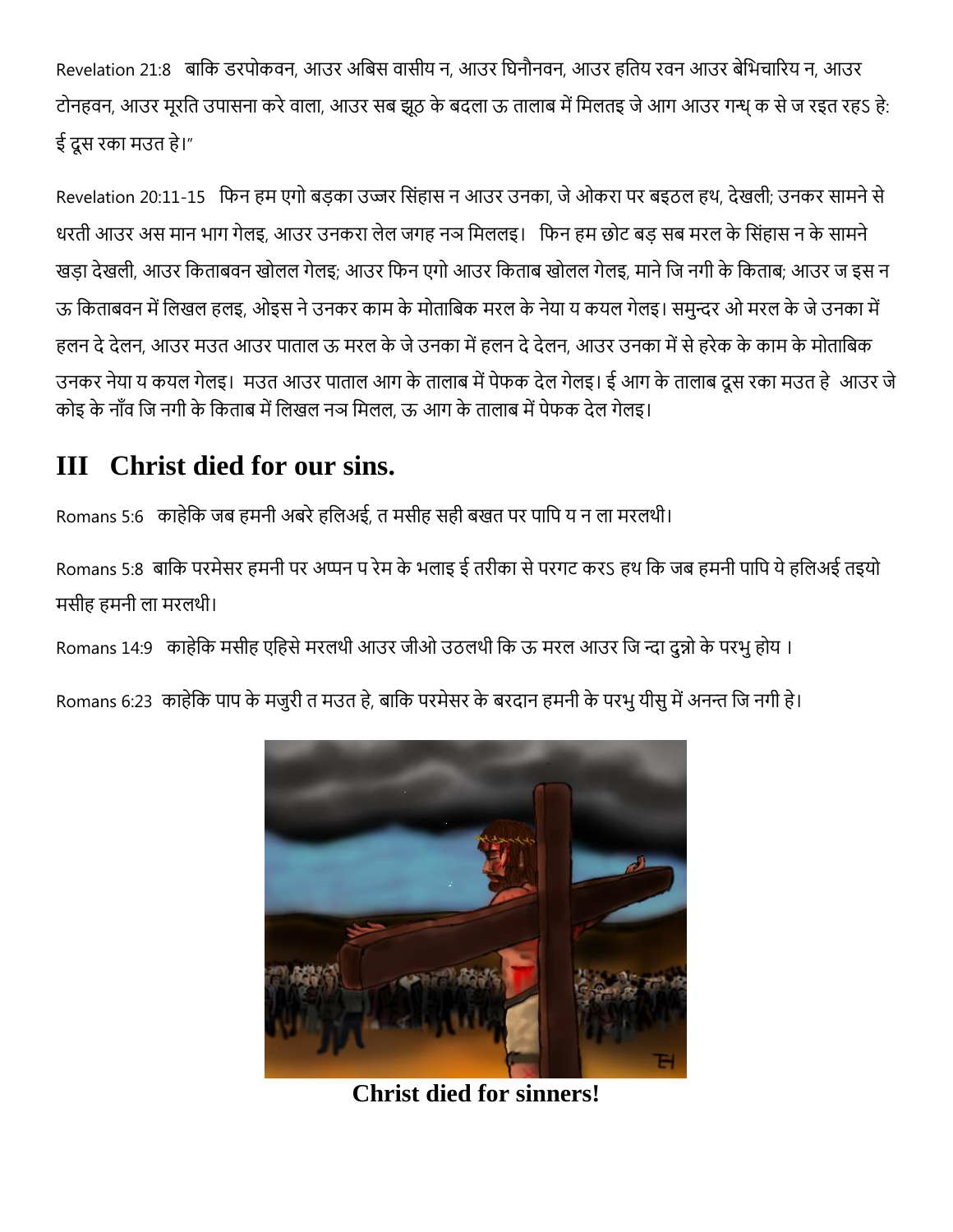Revelation 21:8 बाकि डरपोकवन, आउर अबिस वासीय न, आउर घिनौनवन, आउर हतिय रवन आउर बेभिचारिय न, आउर टोनहवन, आउर मूरति उपासना करे वाला, आउर सब झूठ के बदला ऊ तालाब में मिलतइ जे आग आउर गन्ध् क से ज रइत रहऽ हे: ई दूस रका मउत हे।"

Revelation 20:11-15 फिन हम एगो बड़का उज्जर सिंहास न आउर उनका, जे ओकरा पर बइठल हथ, देखली; उनकर सामने से धरती आउर अस मान भाग गेलइ, आउर उनकरा लेल जगह नञ मिललइ। फिन हम छोट बड़ सब मरल के सिंहास न के सामने खड़ा देखली, आउर किताबवन खोलल गेलइ; आउर फिन एगो आउर किताब खोलल गेलइ, माने जि नगी के किताब; आउर ज इस न ऊ किताबवन में लिखल हलइ, ओइस ने उनकर काम के मोताबिक मरल के नेया य कयल गेलइ। समुन्दर ओ मरल के जे उनका में हलन दे देलन, आउर मउत आउर पाताल ऊ मरल के जे उनका में हलन दे देलन, आउर उनका में से हरेक के काम के मोताबिक उनकर नेया य कयल गेलइ। मउत आउर पाताल आग के तालाब में पेफक देल गेलइ। ई आग के तालाब दूस रका मउत हे आउर जे कोइ के नाँव जि नगी के किताब में लिखल नञ मिलल, ऊ आग के तालाब में पेफक देल गेलइ।

## III Christ died for our sins.

Romans 5:6 काहेकि जब हमनी अबरे हलिअई, त मसीह सही बखत पर पापि य न ला मरलथी।

Romans 5:8 बाकि परमेसर हमनी पर अप्पन प रेम के भलाइ ई तरीका से परगट करऽ हथ कि जब हमनी पापि ये हलिअई तइयो मसीह हमनी ला मरलथी।

Romans 14:9 काहेकि मसीह एहिसे मरलथी आउर जीओ उठलथी कि ऊ मरल आउर जि न्दा दुन्नो के परभु होय ।

Romans 6:23 काहेकि पाप के मजुरी त मउत हे, बाकि परमेसर के बरदान हमनी के परभु यीसु में अनन्त जि नगी हे।

**Christ died for sinners!**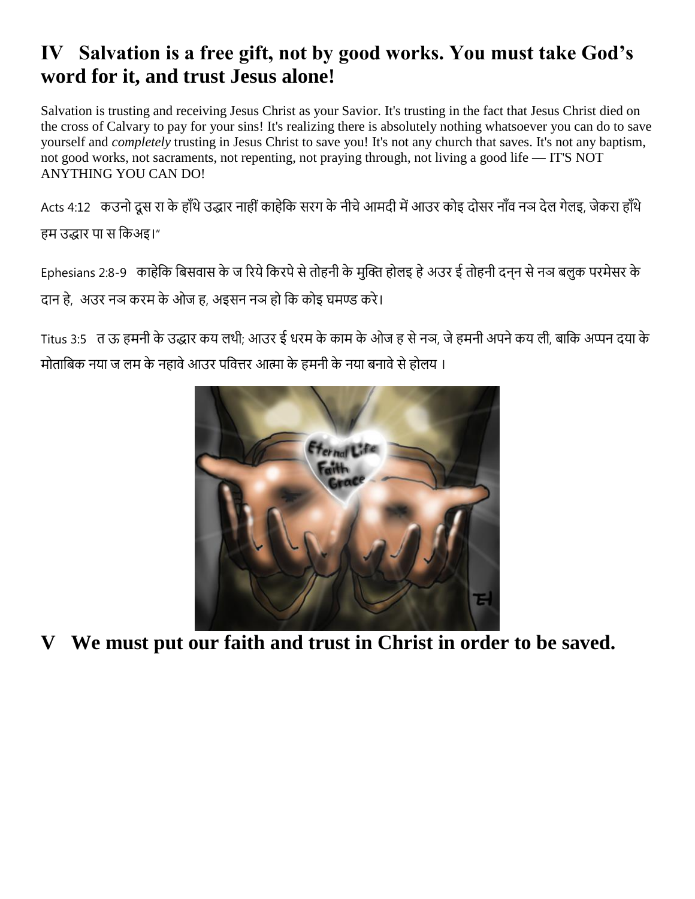## IV Salvation is a free gift, not by good works. You must take God's word for it, and trust Jesus alone!

Salvation is trusting and receiving Jesus Christ as your Savior. It's trusting in the fact that Jesus Christ died on the cross of Calvary to pay for your sins! It's realizing there is absolutely nothing whatsoever you can do to save yourself and *completely* trusting in Jesus Christ to save you! It's not any church that saves. It's not any baptism, not good works, not sacraments, not repenting, not praying through, not living a good life — IT'S NOT ANYTHING YOU CAN DO!

Acts 4:12 कउनो दूस रा के हाँथे उद्धार नाहीं काहेकि सरग के नीचे आमदी में आउर कोइ दोसर नाँव नञ देल गेलइ, जेकरा हाँथे हम उद्धार पा स किअइ।"

Ephesians 2:8-9 काहेकि बिसवास के ज रिये किरपे से तोहनी के मुक्ति होलइ हे अउर ई तोहनी दन्न से नञ बलुक परमेसर के दान हे, अउर नञ करम के ओज ह, अइसन नञ हो कि कोइ घमण्ड करे।

Titus 3:5 त ऊ हमनी के उद्धार कय लथी; आउर ई धरम के काम के ओज ह से नञ, जे हमनी अपने कय ली, बाकि अप्पन दया के मोताबिक नया ज लम के नहावे आउर पवित्तर आत्मा के हमनी के नया बनावे से होलय ।

## V We must put our faith and trust in Christ in order to be saved.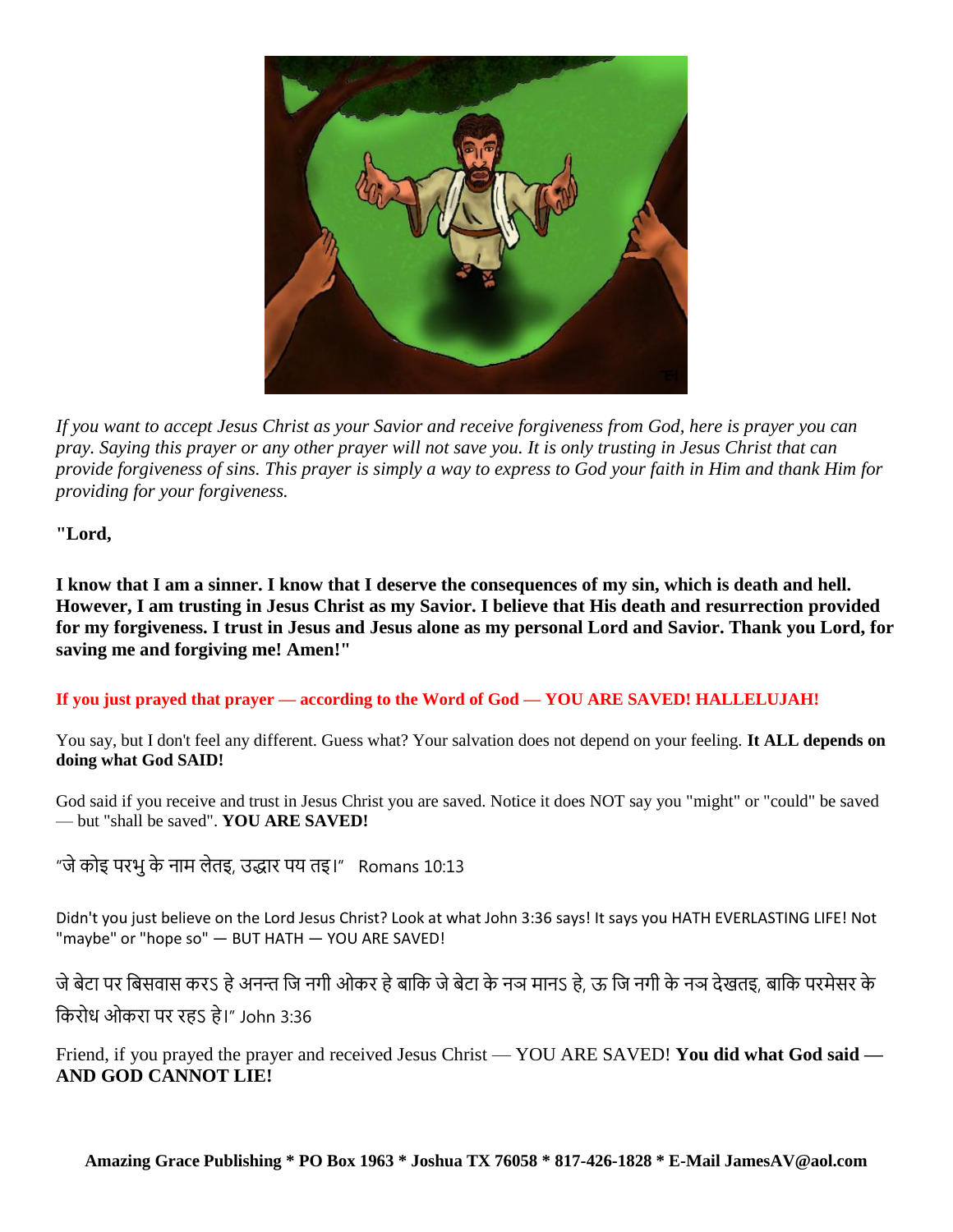*If you want to accept Jesus Christ as your Savior and receive forgiveness from God, here is prayer you can pray. Saying this prayer or any other prayer will not save you. It is only trusting in Jesus Christ that can provide forgiveness of sins. This prayer is simply a way to express to God your faith in Him and thank Him for providing for your forgiveness.*

**"Lord,**

**I know that I am a sinner. I know that I deserve the consequences of my sin, which is death and hell. However, I am trusting in Jesus Christ as my Savior. I believe that His death and resurrection provided for my forgiveness. I trust in Jesus and Jesus alone as my personal Lord and Savior. Thank you Lord, for saving me and forgiving me! Amen!"**

**If you just prayed that prayer — according to the Word of God — YOU ARE SAVED! HALLELUJAH!**

You say, but I don't feel any different. Guess what? Your salvation does not depend on your feeling. **It ALL depends on doing what God SAID!**

God said if you receive and trust in Jesus Christ you are saved. Notice it does NOT say you "might" or "could" be saved — but "shall be saved". **YOU ARE SAVED!**

"जे कोइ परभु के नाम लेतइ, उद्धार पय तइ।" Romans 10:13

Didn't you just believe on the Lord Jesus Christ? Look at what John 3:36 says! It says you HATH EVERLASTING LIFE! Not "maybe" or "hope so" — BUT HATH — YOU ARE SAVED!

जे बेटा पर बिसवास करऽ हे अनन्त जि नगी ओकर हे बाकि जे बेटा के नञ मानऽ हे, ऊ जि नगी के नञ देखतइ, बाकि परमेसर के किरोध ओकरा पर रहऽ हे।" John 3:36

Friend, if you prayed the prayer and received Jesus Christ — YOU ARE SAVED! **You did what God said — AND GOD CANNOT LIE!**

**Amazing Grace Publishing * PO Box 1963 * Joshua TX 76058 * 817-426-1828 * E-Mail JamesAV@aol.com**